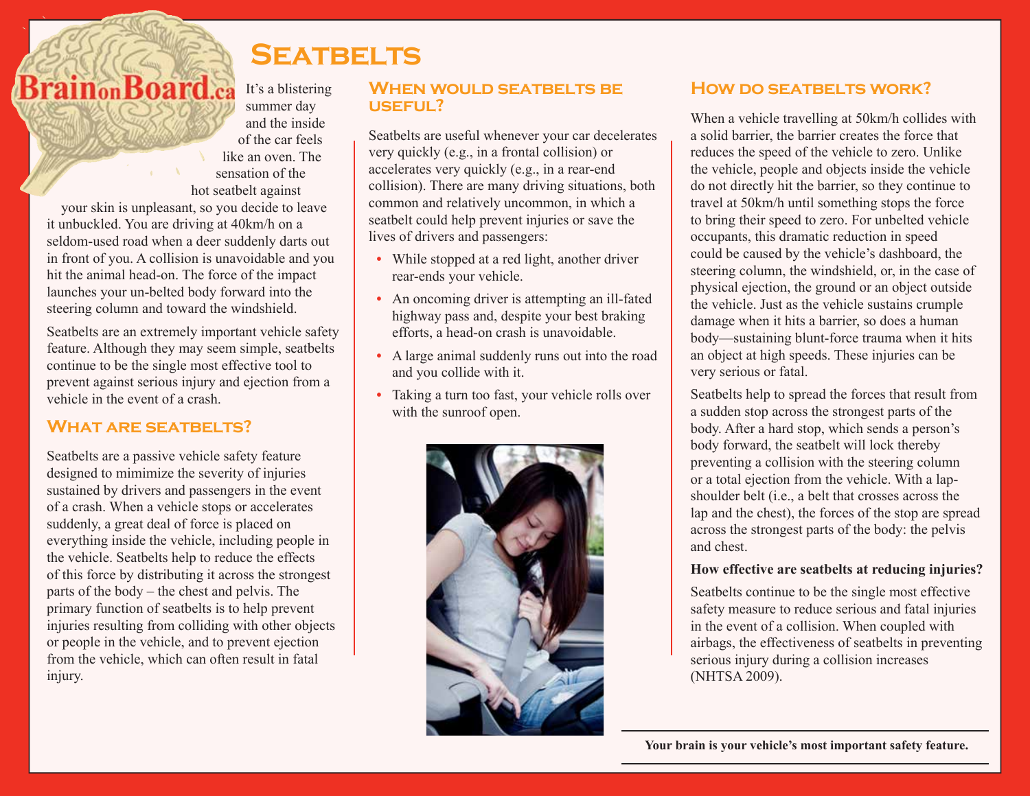# Seatbelts

It's a blistering summer day and the inside of the car feels like an oven. The sensation of the hot seatbelt against your skin is unpleasant, so you decide to leave it unbuckled. You are driving at 40km/h on a seldom-used road when a deer suddenly darts out in front of you. A collision is unavoidable and you hit the animal head-on. The force of the impact launches your un-belted body forward into the steering column and toward the windshield.

Seatbelts are an extremely important vehicle safety feature. Although they may seem simple, seatbelts continue to be the single most effective tool to prevent against serious injury and ejection from a vehicle in the event of a crash.

## What are seatbelts?

Seatbelts are a passive vehicle safety feature designed to mimimize the severity of injuries sustained by drivers and passengers in the event of a crash. When a vehicle stops or accelerates suddenly, a great deal of force is placed on everything inside the vehicle, including people in the vehicle. Seatbelts help to reduce the effects of this force by distributing it across the strongest parts of the body – the chest and pelvis. The primary function of seatbelts is to help prevent injuries resulting from colliding with other objects or people in the vehicle, and to prevent ejection from the vehicle, which can often result in fatal injury.

## When would seatbelts be useful?

Seatbelts are useful whenever your car decelerates very quickly (e.g., in a frontal collision) or accelerates very quickly (e.g., in a rear-end collision). There are many driving situations, both common and relatively uncommon, in which a seatbelt could help prevent injuries or save the lives of drivers and passengers:

- While stopped at a red light, another driver rear-ends your vehicle.
- An oncoming driver is attempting an ill-fated highway pass and, despite your best braking efforts, a head-on crash is unavoidable.
- A large animal suddenly runs out into the road and you collide with it.
- Taking a turn too fast, your vehicle rolls over with the sunroof open.

## How do seatbelts work?

When a vehicle travelling at 50km/h collides with a solid barrier, the barrier creates the force that reduces the speed of the vehicle to zero. Unlike the vehicle, people and objects inside the vehicle do not directly hit the barrier, so they continue to travel at 50km/h until something stops the force to bring their speed to zero. For unbelted vehicle occupants, this dramatic reduction in speed could be caused by the vehicle's dashboard, the steering column, the windshield, or, in the case of physical ejection, the ground or an object outside the vehicle. Just as the vehicle sustains crumple damage when it hits a barrier, so does a human body—sustaining blunt-force trauma when it hits an object at high speeds. These injuries can be very serious or fatal.

Seatbelts help to spread the forces that result from a sudden stop across the strongest parts of the body. After a hard stop, which sends a person's body forward, the seatbelt will lock thereby preventing a collision with the steering column or a total ejection from the vehicle. With a lap-shoulder belt (i.e., a belt that crosses across the lap and the chest), the forces of the stop are spread across the strongest parts of the body: the pelvis and chest.

**How effective are seatbelts at reducing injuries?**

Seatbelts continue to be the single most effective safety measure to reduce serious and fatal injuries in the event of a collision. When coupled with airbags, the effectiveness of seatbelts in preventing serious injury during a collision increases (NHTSA 2009).

**Your brain is your vehicle's most important safety feature.**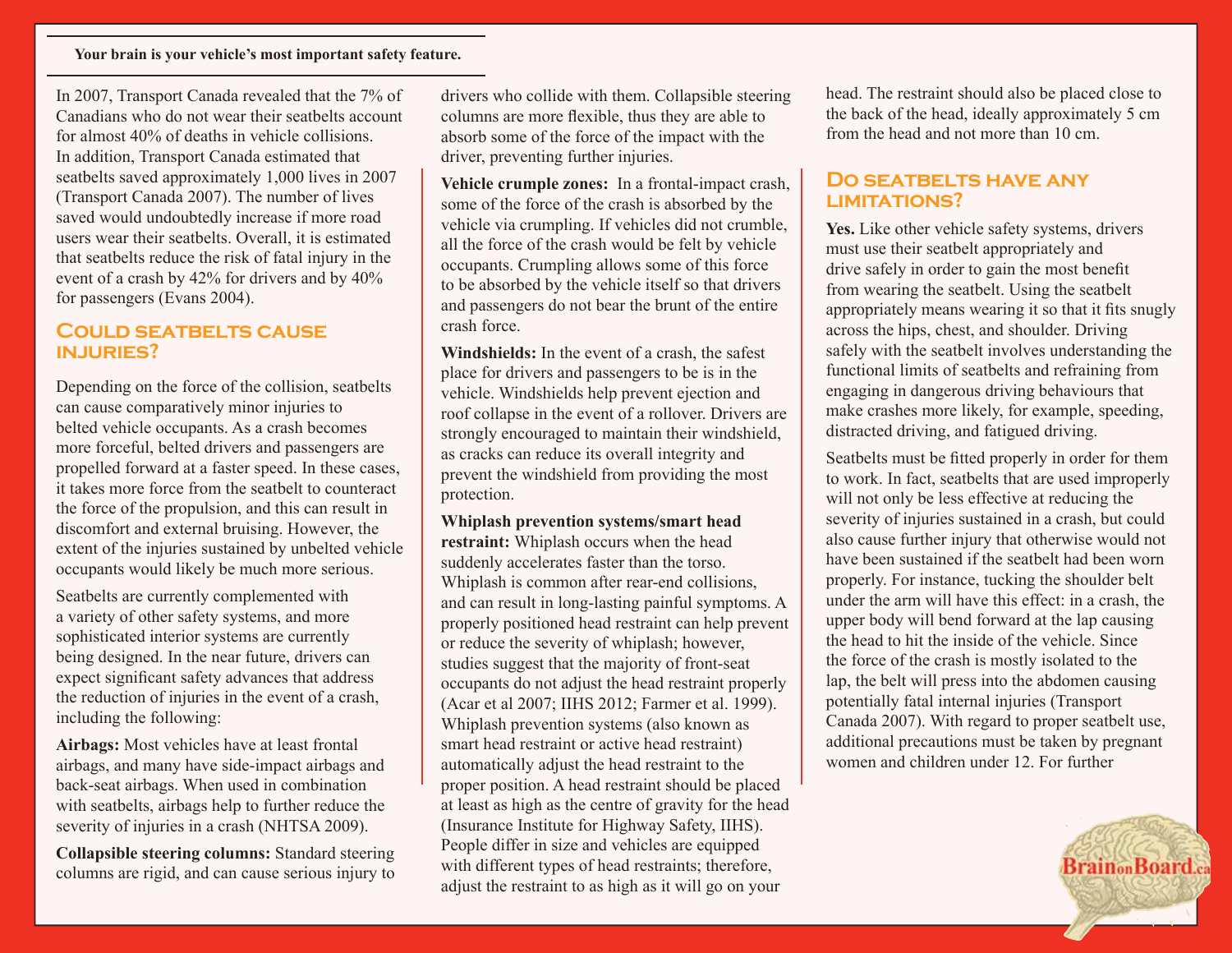**Your brain is your vehicle's most important safety feature.**

In 2007, Transport Canada revealed that the 7% of Canadians who do not wear their seatbelts account for almost 40% of deaths in vehicle collisions. In addition, Transport Canada estimated that seatbelts saved approximately 1,000 lives in 2007 (Transport Canada 2007). The number of lives saved would undoubtedly increase if more road users wear their seatbelts. Overall, it is estimated that seatbelts reduce the risk of fatal injury in the event of a crash by 42% for drivers and by 40% for passengers (Evans 2004).

## Could seatbelts cause injuries?

Depending on the force of the collision, seatbelts can cause comparatively minor injuries to belted vehicle occupants. As a crash becomes more forceful, belted drivers and passengers are propelled forward at a faster speed. In these cases, it takes more force from the seatbelt to counteract the force of the propulsion, and this can result in discomfort and external bruising. However, the extent of the injuries sustained by unbelted vehicle occupants would likely be much more serious.

Seatbelts are currently complemented with a variety of other safety systems, and more sophisticated interior systems are currently being designed. In the near future, drivers can expect significant safety advances that address the reduction of injuries in the event of a crash, including the following:

**Airbags:** Most vehicles have at least frontal airbags, and many have side-impact airbags and back-seat airbags. When used in combination with seatbelts, airbags help to further reduce the severity of injuries in a crash (NHTSA 2009).

**Collapsible steering columns:** Standard steering columns are rigid, and can cause serious injury to drivers who collide with them. Collapsible steering columns are more flexible, thus they are able to absorb some of the force of the impact with the driver, preventing further injuries.

**Vehicle crumple zones:** In a frontal-impact crash, some of the force of the crash is absorbed by the vehicle via crumpling. If vehicles did not crumble, all the force of the crash would be felt by vehicle occupants. Crumpling allows some of this force to be absorbed by the vehicle itself so that drivers and passengers do not bear the brunt of the entire crash force.

**Windshields:** In the event of a crash, the safest place for drivers and passengers to be is in the vehicle. Windshields help prevent ejection and roof collapse in the event of a rollover. Drivers are strongly encouraged to maintain their windshield, as cracks can reduce its overall integrity and prevent the windshield from providing the most protection.

**Whiplash prevention systems/smart head restraint:** Whiplash occurs when the head suddenly accelerates faster than the torso. Whiplash is common after rear-end collisions, and can result in long-lasting painful symptoms. A properly positioned head restraint can help prevent or reduce the severity of whiplash; however, studies suggest that the majority of front-seat occupants do not adjust the head restraint properly (Acar et al 2007; IIHS 2012; Farmer et al. 1999). Whiplash prevention systems (also known as smart head restraint or active head restraint) automatically adjust the head restraint to the proper position. A head restraint should be placed at least as high as the centre of gravity for the head (Insurance Institute for Highway Safety, IIHS). People differ in size and vehicles are equipped with different types of head restraints; therefore, adjust the restraint to as high as it will go on your head. The restraint should also be placed close to the back of the head, ideally approximately 5 cm from the head and not more than 10 cm.

## Do seatbelts have any limitations?

**Yes.** Like other vehicle safety systems, drivers must use their seatbelt appropriately and drive safely in order to gain the most benefit from wearing the seatbelt. Using the seatbelt appropriately means wearing it so that it fits snugly across the hips, chest, and shoulder. Driving safely with the seatbelt involves understanding the functional limits of seatbelts and refraining from engaging in dangerous driving behaviours that make crashes more likely, for example, speeding, distracted driving, and fatigued driving.

Seatbelts must be fitted properly in order for them to work. In fact, seatbelts that are used improperly will not only be less effective at reducing the severity of injuries sustained in a crash, but could also cause further injury that otherwise would not have been sustained if the seatbelt had been worn properly. For instance, tucking the shoulder belt under the arm will have this effect: in a crash, the upper body will bend forward at the lap causing the head to hit the inside of the vehicle. Since the force of the crash is mostly isolated to the lap, the belt will press into the abdomen causing potentially fatal internal injuries (Transport Canada 2007). With regard to proper seatbelt use, additional precautions must be taken by pregnant women and children under 12. For further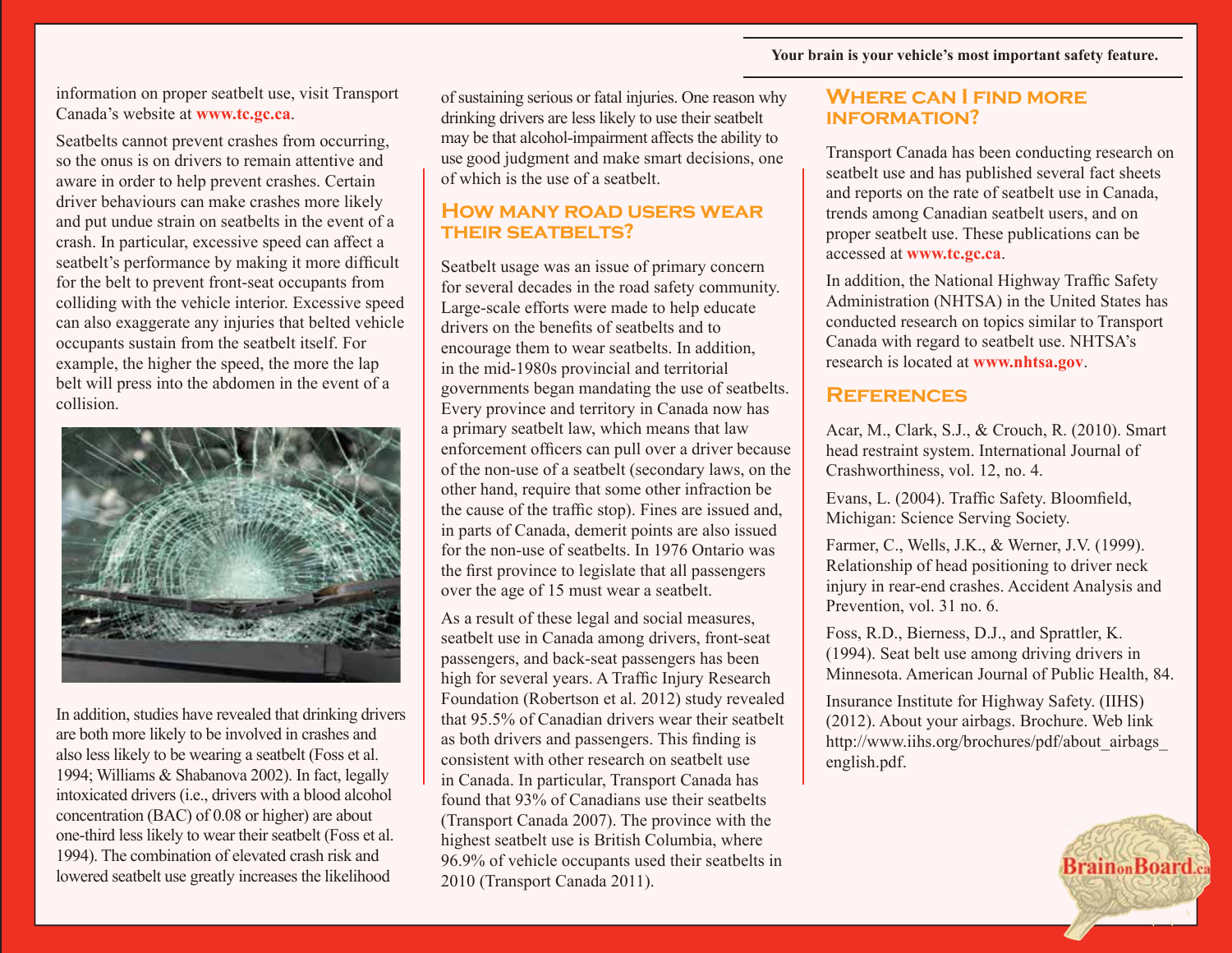information on proper seatbelt use, visit Transport Canada's website at **www.tc.gc.ca**.

Seatbelts cannot prevent crashes from occurring, so the onus is on drivers to remain attentive and aware in order to help prevent crashes. Certain driver behaviours can make crashes more likely and put undue strain on seatbelts in the event of a crash. In particular, excessive speed can affect a seatbelt's performance by making it more difficult for the belt to prevent front-seat occupants from colliding with the vehicle interior. Excessive speed can also exaggerate any injuries that belted vehicle occupants sustain from the seatbelt itself. For example, the higher the speed, the more the lap belt will press into the abdomen in the event of a collision.

In addition, studies have revealed that drinking drivers are both more likely to be involved in crashes and also less likely to be wearing a seatbelt (Foss et al. 1994; Williams & Shabanova 2002). In fact, legally intoxicated drivers (i.e., drivers with a blood alcohol concentration (BAC) of 0.08 or higher) are about one-third less likely to wear their seatbelt (Foss et al. 1994). The combination of elevated crash risk and lowered seatbelt use greatly increases the likelihood of sustaining serious or fatal injuries. One reason why drinking drivers are less likely to use their seatbelt may be that alcohol-impairment affects the ability to use good judgment and make smart decisions, one of which is the use of a seatbelt.

## How many road users wear their seatbelts?

Seatbelt usage was an issue of primary concern for several decades in the road safety community. Large-scale efforts were made to help educate drivers on the benefits of seatbelts and to encourage them to wear seatbelts. In addition, in the mid-1980s provincial and territorial governments began mandating the use of seatbelts. Every province and territory in Canada now has a primary seatbelt law, which means that law enforcement officers can pull over a driver because of the non-use of a seatbelt (secondary laws, on the other hand, require that some other infraction be the cause of the traffic stop). Fines are issued and, in parts of Canada, demerit points are also issued for the non-use of seatbelts. In 1976 Ontario was the first province to legislate that all passengers over the age of 15 must wear a seatbelt.

As a result of these legal and social measures, seatbelt use in Canada among drivers, front-seat passengers, and back-seat passengers has been high for several years. A Traffic Injury Research Foundation (Robertson et al. 2012) study revealed that 95.5% of Canadian drivers wear their seatbelt as both drivers and passengers. This finding is consistent with other research on seatbelt use in Canada. In particular, Transport Canada has found that 93% of Canadians use their seatbelts (Transport Canada 2007). The province with the highest seatbelt use is British Columbia, where 96.9% of vehicle occupants used their seatbelts in 2010 (Transport Canada 2011).

## Where can I find more information?

Transport Canada has been conducting research on seatbelt use and has published several fact sheets and reports on the rate of seatbelt use in Canada, trends among Canadian seatbelt users, and on proper seatbelt use. These publications can be accessed at **www.tc.gc.ca**.

In addition, the National Highway Traffic Safety Administration (NHTSA) in the United States has conducted research on topics similar to Transport Canada with regard to seatbelt use. NHTSA's research is located at **www.nhtsa.gov**.

## References

Acar, M., Clark, S.J., & Crouch, R. (2010). Smart head restraint system. International Journal of Crashworthiness, vol. 12, no. 4.

Evans, L. (2004). Traffic Safety. Bloomfield, Michigan: Science Serving Society.

Farmer, C., Wells, J.K., & Werner, J.V. (1999). Relationship of head positioning to driver neck injury in rear-end crashes. Accident Analysis and Prevention, vol. 31 no. 6.

Foss, R.D., Bierness, D.J., and Sprattler, K. (1994). Seat belt use among driving drivers in Minnesota. American Journal of Public Health, 84.

Insurance Institute for Highway Safety. (IIHS) (2012). About your airbags. Brochure. Web link http://www.iihs.org/brochures/pdf/about_airbags_english.pdf.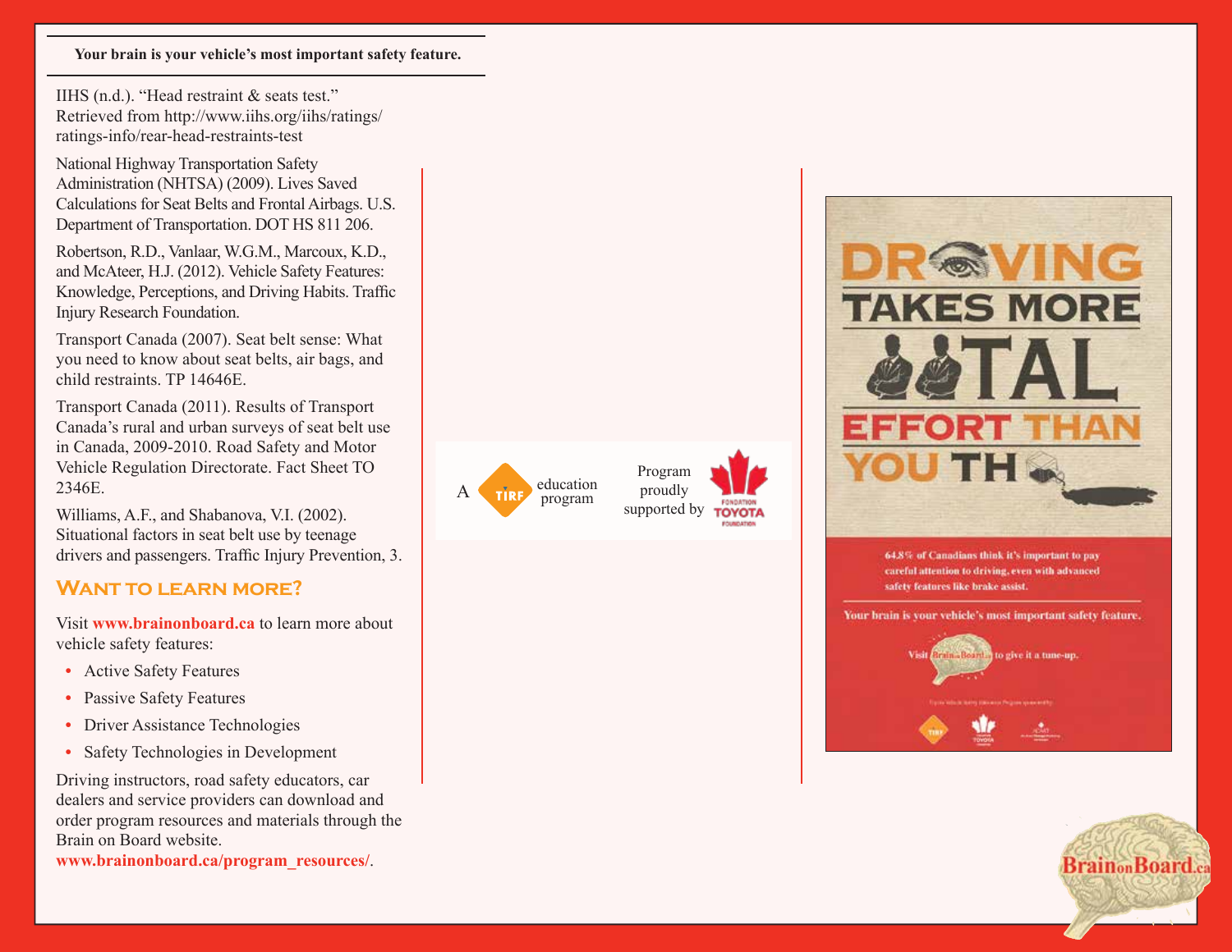**Your brain is your vehicle's most important safety feature.**

IIHS (n.d.). "Head restraint & seats test." Retrieved from http://www.iihs.org/iihs/ratings/ratings-info/rear-head-restraints-test

National Highway Transportation Safety Administration (NHTSA) (2009). Lives Saved Calculations for Seat Belts and Frontal Airbags. U.S. Department of Transportation. DOT HS 811 206.

Robertson, R.D., Vanlaar, W.G.M., Marcoux, K.D., and McAteer, H.J. (2012). Vehicle Safety Features: Knowledge, Perceptions, and Driving Habits. Traffic Injury Research Foundation.

Transport Canada (2007). Seat belt sense: What you need to know about seat belts, air bags, and child restraints. TP 14646E.

Transport Canada (2011). Results of Transport Canada's rural and urban surveys of seat belt use in Canada, 2009-2010. Road Safety and Motor Vehicle Regulation Directorate. Fact Sheet TO 2346E.

Williams, A.F., and Shabanova, V.I. (2002). Situational factors in seat belt use by teenage drivers and passengers. Traffic Injury Prevention, 3.

## Want to learn more?

Visit **www.brainonboard.ca** to learn more about vehicle safety features:

- Active Safety Features
- Passive Safety Features
- Driver Assistance Technologies
- Safety Technologies in Development

Driving instructors, road safety educators, car dealers and service providers can download and order program resources and materials through the Brain on Board website.
**www.brainonboard.ca/program_resources/**.

A TIRF education program

Program proudly supported by TOYOTA FOUNDATION

DRIVING TAKES MORE MENTAL EFFORT THAN YOU THINK

64.8% of Canadians think it's important to pay careful attention to driving, even with advanced safety features like brake assist.

Your brain is your vehicle's most important safety feature.

Visit BrainonBoard.ca to give it a tune-up.

BrainonBoard.ca